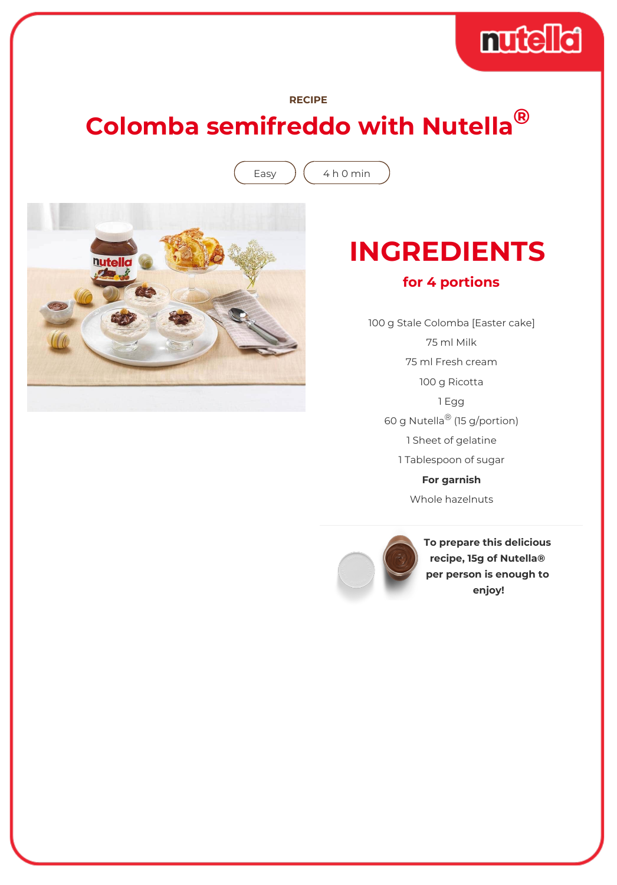RECIPE

# Colomba semifreddo with Nutella®

Easy

4 h 0 min

## INGREDIENTS

### for 4 portions

100 g Stale Colomba [Easter cake]

75 ml Milk

75 ml Fresh cream

100 g Ricotta

1 Egg

60 g Nutella® (15 g/portion)

1 Sheet of gelatine

1 Tablespoon of sugar

**For garnish**

Whole hazelnuts

**To prepare this delicious recipe, 15g of Nutella® per person is enough to enjoy!**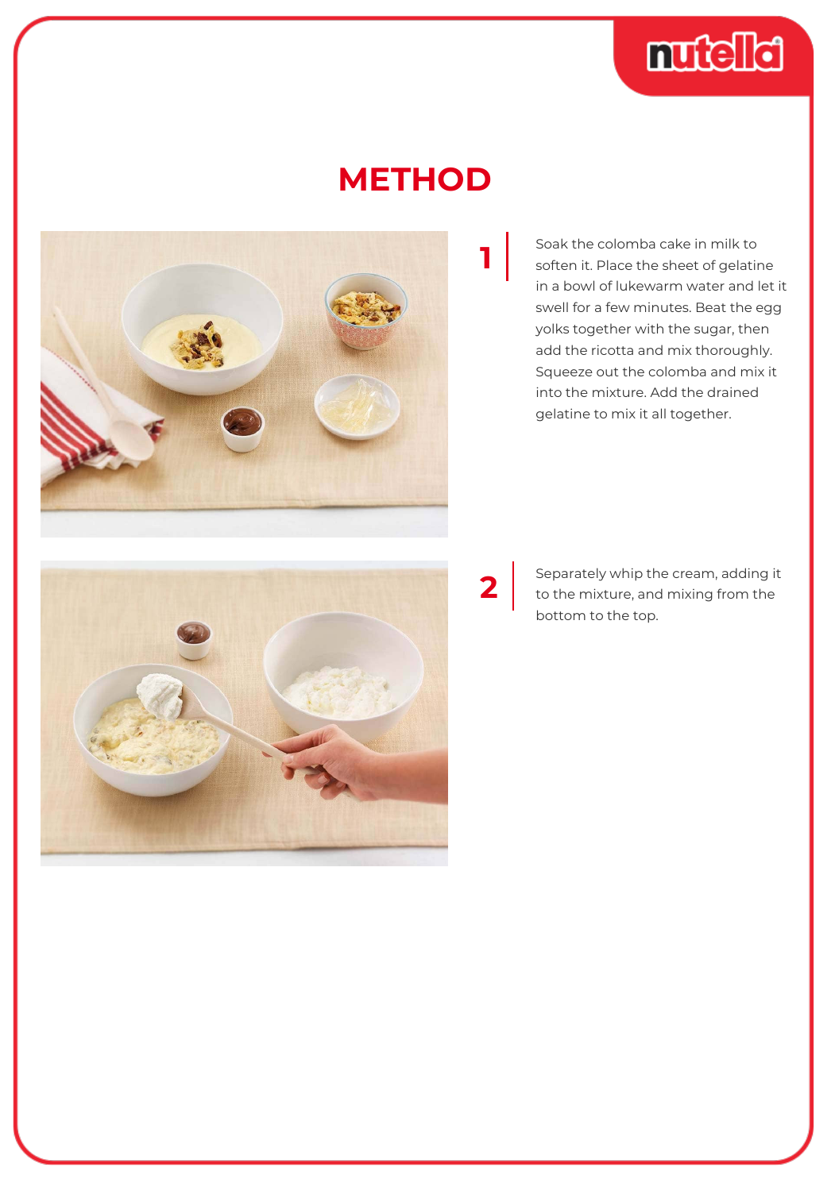# METHOD

**1** Soak the colomba cake in milk to soften it. Place the sheet of gelatine in a bowl of lukewarm water and let it swell for a few minutes. Beat the egg yolks together with the sugar, then add the ricotta and mix thoroughly. Squeeze out the colomba and mix it into the mixture. Add the drained gelatine to mix it all together.

**2** Separately whip the cream, adding it to the mixture, and mixing from the bottom to the top.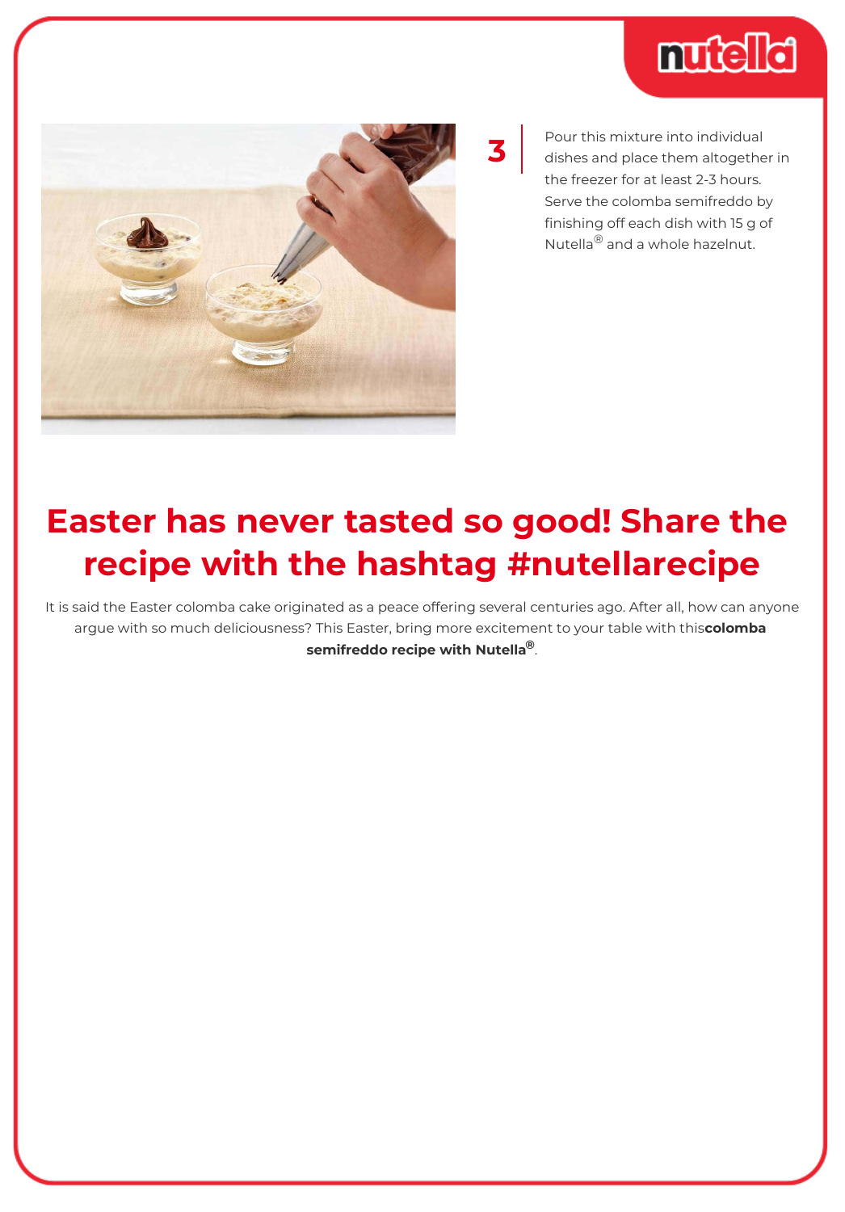3

Pour this mixture into individual dishes and place them altogether in the freezer for at least 2-3 hours. Serve the colomba semifreddo by finishing off each dish with 15 g of Nutella® and a whole hazelnut.

# Easter has never tasted so good! Share the recipe with the hashtag #nutellarecipe

It is said the Easter colomba cake originated as a peace offering several centuries ago. After all, how can anyone argue with so much deliciousness? This Easter, bring more excitement to your table with this**colomba semifreddo recipe with Nutella®**.